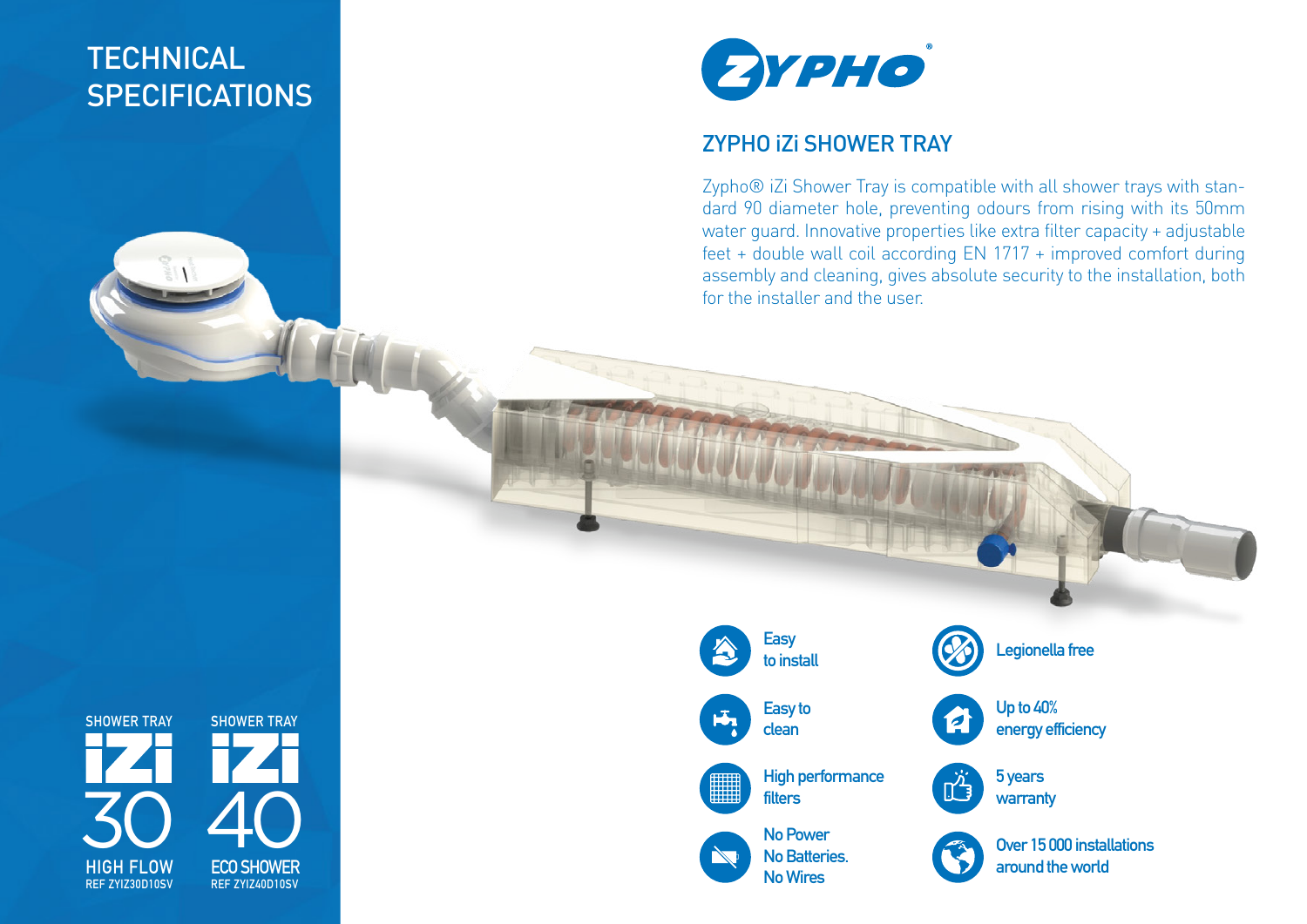# TECHNICAL SPECIFICATIONS

ZYPHO®

## ZYPHO iZi SHOWER TRAY

Zypho® iZi Shower Tray is compatible with all shower trays with standard 90 diameter hole, preventing odours from rising with its 50mm water guard. Innovative properties like extra filter capacity + adjustable feet + double wall coil according EN 1717 + improved comfort during assembly and cleaning, gives absolute security to the installation, both for the installer and the user.

- Easy to install
- Easy to clean
- High performance filters
- No Power No Batteries. No Wires
- Legionella free
- Up to 40% energy efficiency
- 5 years warranty
- Over 15 000 installations around the world

SHOWER TRAY
iZi 30
HIGH FLOW
REF ZYIZ30D10SV

SHOWER TRAY
iZi 40
ECO SHOWER
REF ZYIZ40D10SV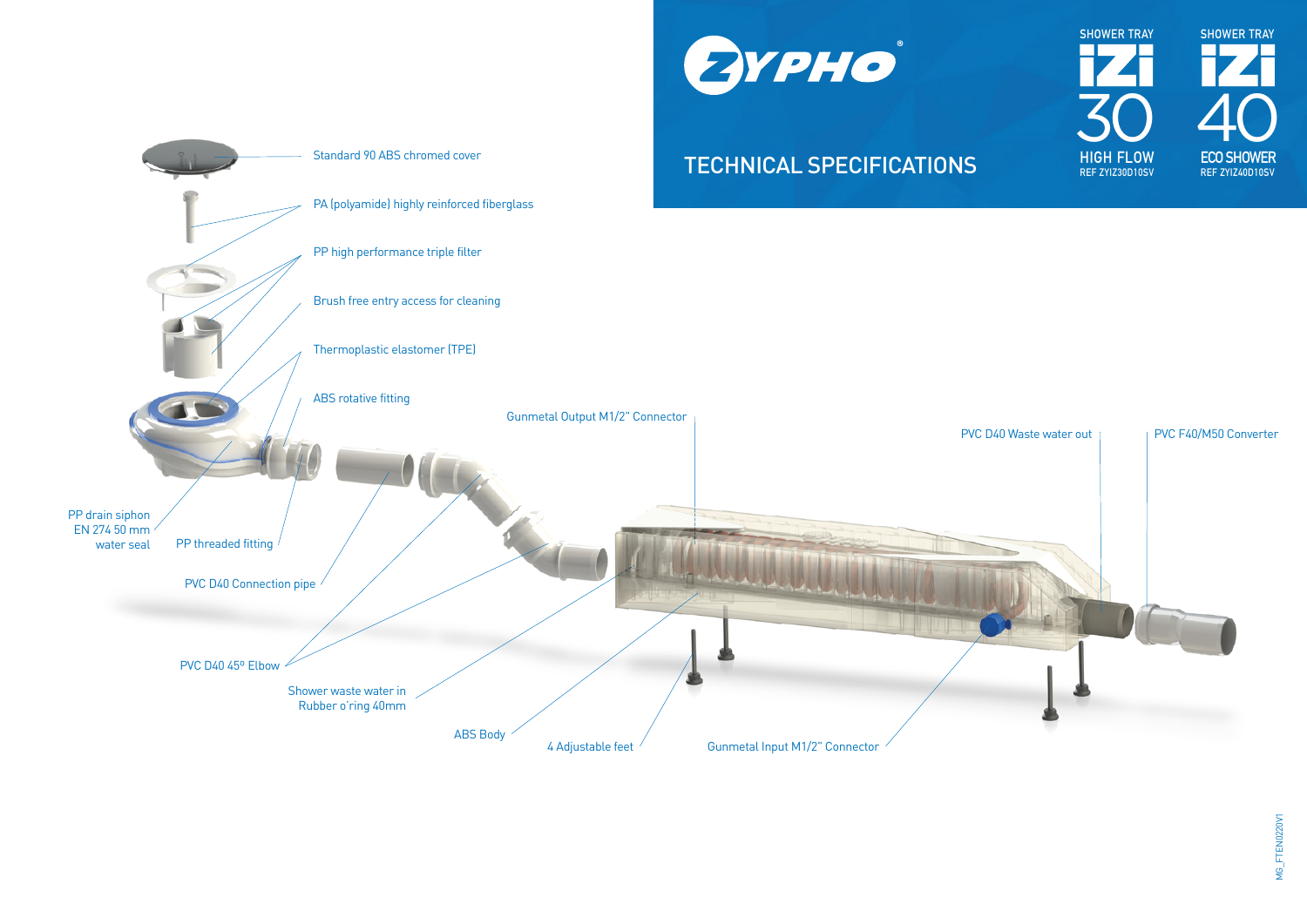# ZYPHO®

## TECHNICAL SPECIFICATIONS

SHOWER TRAY **IZI 30** HIGH FLOW REF ZYIZ30D10SV

SHOWER TRAY **IZI 40** ECO SHOWER REF ZYIZ40D10SV

- Standard 90 ABS chromed cover
- PA (polyamide) highly reinforced fiberglass
- PP high performance triple filter
- Brush free entry access for cleaning
- Thermoplastic elastomer (TPE)
- ABS rotative fitting
- PP drain siphon EN 274 50 mm water seal
- PP threaded fitting
- PVC D40 Connection pipe
- PVC D40 45º Elbow
- Shower waste water in Rubber o'ring 40mm
- ABS Body
- 4 Adjustable feet
- Gunmetal Input M1/2" Connector
- Gunmetal Output M1/2" Connector
- PVC D40 Waste water out
- PVC F40/M50 Converter

MG_FTEN0220V1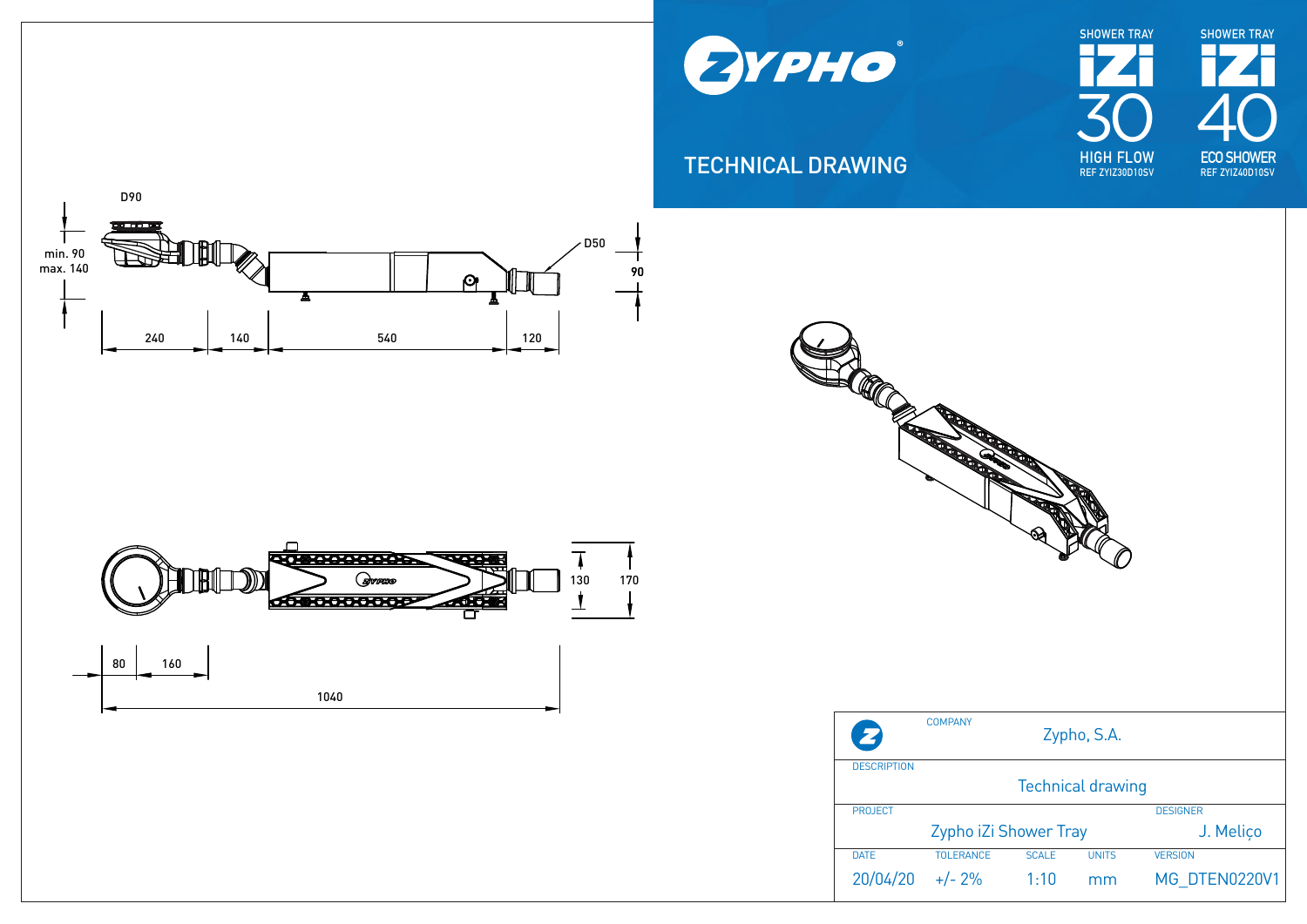ZYPHO®

# TECHNICAL DRAWING

SHOWER TRAY
**iZi 30**
HIGH FLOW
REF ZYIZ30D10SV

SHOWER TRAY
**iZi 40**
ECO SHOWER
REF ZYIZ40D10SV

D90

min. 90
max. 140

D50

90

240
140
540
120

130
170

80
160

1040

| | | | | |
|---|---|---|---|---|
| COMPANY | Zypho, S.A. | | | |
| DESCRIPTION | Technical drawing | | | |
| PROJECT | Zypho iZi Shower Tray | | DESIGNER | J. Meliço |
| DATE 20/04/20 | TOLERANCE +/- 2% | SCALE 1:10 | UNITS mm | VERSION MG_DTEN0220V1 |